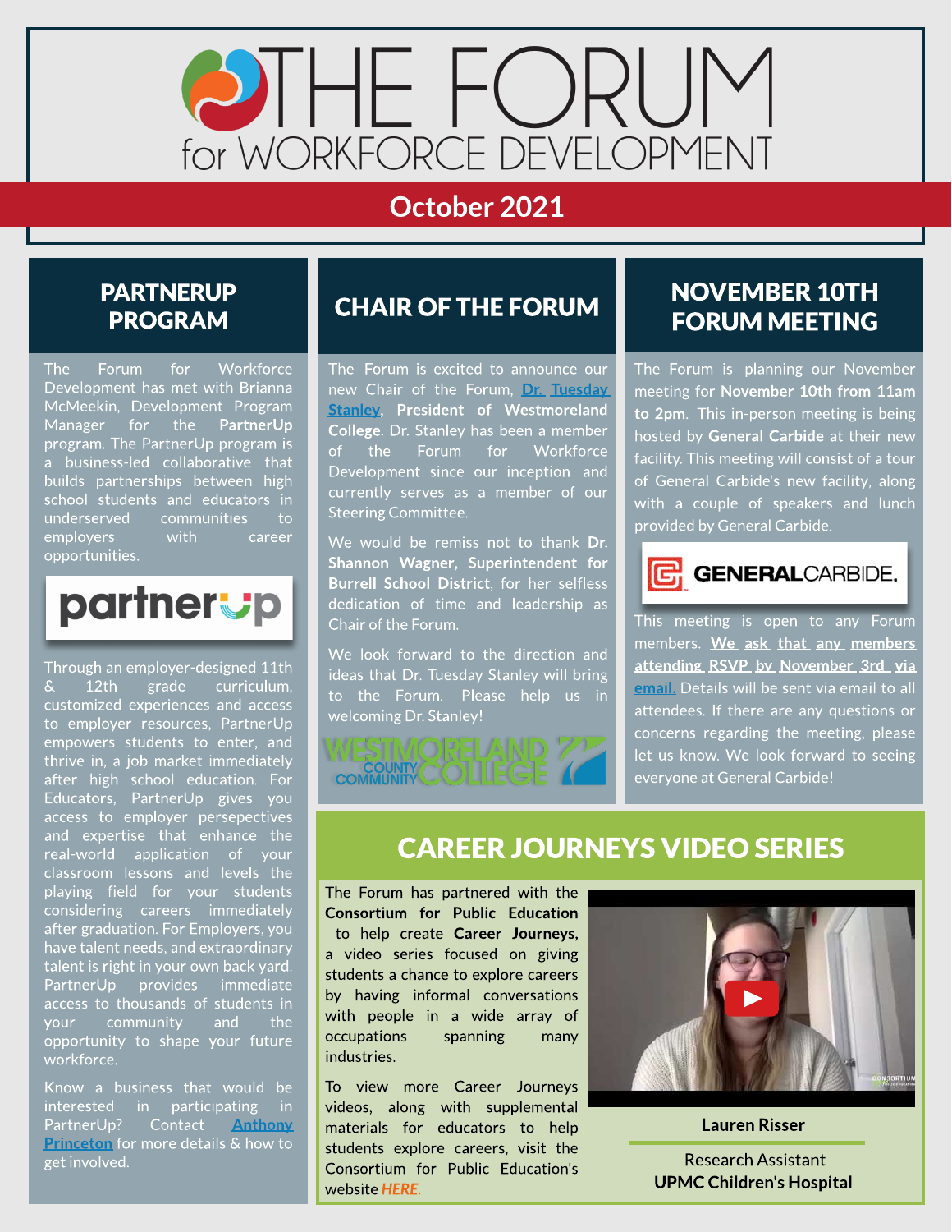# THE FORUM for WORKFORCE DEVELOPMENT

## October 2021

## PARTNERUP PROGRAM

The Forum for Workforce Development has met with Brianna McMeekin, Development Program Manager for the **PartnerUp** program. The PartnerUp program is a business-led collaborative that builds partnerships between high school students and educators in underserved communities to employers with career opportunities.

Through an employer-designed 11th & 12th grade curriculum, customized experiences and access to employer resources, PartnerUp empowers students to enter, and thrive in, a job market immediately after high school education. For Educators, PartnerUp gives you access to employer persepectives and expertise that enhance the real-world application of your classroom lessons and levels the playing field for your students considering careers immediately after graduation. For Employers, you have talent needs, and extraordinary talent is right in your own back yard. PartnerUp provides immediate access to thousands of students in your community and the opportunity to shape your future workforce.

Know a business that would be interested in participating in PartnerUp? Contact Anthony Princeton for more details & how to get involved.

## CHAIR OF THE FORUM

The Forum is excited to announce our new Chair of the Forum, Dr. Tuesday Stanley, **President of Westmoreland College**. Dr. Stanley has been a member of the Forum for Workforce Development since our inception and currently serves as a member of our Steering Committee.

We would be remiss not to thank **Dr. Shannon Wagner, Superintendent for Burrell School District**, for her selfless dedication of time and leadership as Chair of the Forum.

We look forward to the direction and ideas that Dr. Tuesday Stanley will bring to the Forum. Please help us in welcoming Dr. Stanley!

## NOVEMBER 10TH FORUM MEETING

The Forum is planning our November meeting for **November 10th from 11am to 2pm**. This in-person meeting is being hosted by **General Carbide** at their new facility. This meeting will consist of a tour of General Carbide's new facility, along with a couple of speakers and lunch provided by General Carbide.

This meeting is open to any Forum members. **We ask that any members attending RSVP by November 3rd via email.** Details will be sent via email to all attendees. If there are any questions or concerns regarding the meeting, please let us know. We look forward to seeing everyone at General Carbide!

## CAREER JOURNEYS VIDEO SERIES

The Forum has partnered with the **Consortium for Public Education** to help create **Career Journeys,** a video series focused on giving students a chance to explore careers by having informal conversations with people in a wide array of occupations spanning many industries.

To view more Career Journeys videos, along with supplemental materials for educators to help students explore careers, visit the Consortium for Public Education's website *HERE*.

**Lauren Risser**

Research Assistant
**UPMC Children's Hospital**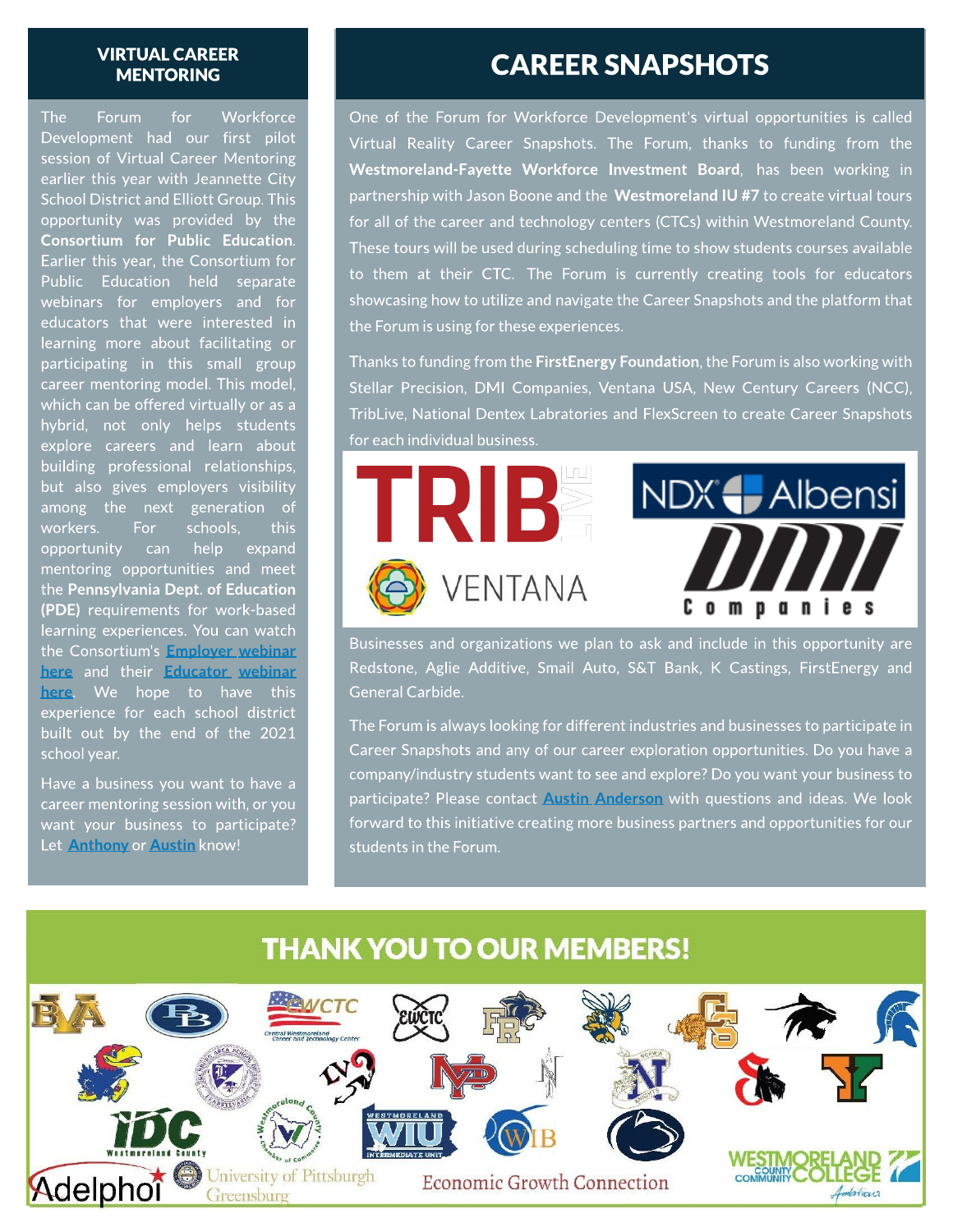## VIRTUAL CAREER MENTORING

The Forum for Workforce Development had our first pilot session of Virtual Career Mentoring earlier this year with Jeannette City School District and Elliott Group. This opportunity was provided by the **Consortium for Public Education**. Earlier this year, the Consortium for Public Education held separate webinars for employers and for educators that were interested in learning more about facilitating or participating in this small group career mentoring model. This model, which can be offered virtually or as a hybrid, not only helps students explore careers and learn about building professional relationships, but also gives employers visibility among the next generation of workers. For schools, this opportunity can help expand mentoring opportunities and meet the **Pennsylvania Dept. of Education (PDE)** requirements for work-based learning experiences. You can watch the Consortium's Employer webinar here and their Educator webinar here. We hope to have this experience for each school district built out by the end of the 2021 school year.

Have a business you want to have a career mentoring session with, or you want your business to participate? Let Anthony or Austin know!

## CAREER SNAPSHOTS

One of the Forum for Workforce Development's virtual opportunities is called Virtual Reality Career Snapshots. The Forum, thanks to funding from the **Westmoreland-Fayette Workforce Investment Board**, has been working in partnership with Jason Boone and the **Westmoreland IU #7** to create virtual tours for all of the career and technology centers (CTCs) within Westmoreland County. These tours will be used during scheduling time to show students courses available to them at their CTC. The Forum is currently creating tools for educators showcasing how to utilize and navigate the Career Snapshots and the platform that the Forum is using for these experiences.

Thanks to funding from the **FirstEnergy Foundation**, the Forum is also working with Stellar Precision, DMI Companies, Ventana USA, New Century Careers (NCC), TribLive, National Dentex Labratories and FlexScreen to create Career Snapshots for each individual business.

Businesses and organizations we plan to ask and include in this opportunity are Redstone, Aglie Additive, Smail Auto, S&T Bank, K Castings, FirstEnergy and General Carbide.

The Forum is always looking for different industries and businesses to participate in Career Snapshots and any of our career exploration opportunities. Do you have a company/industry students want to see and explore? Do you want your business to participate? Please contact Austin Anderson with questions and ideas. We look forward to this initiative creating more business partners and opportunities for our students in the Forum.

## THANK YOU TO OUR MEMBERS!